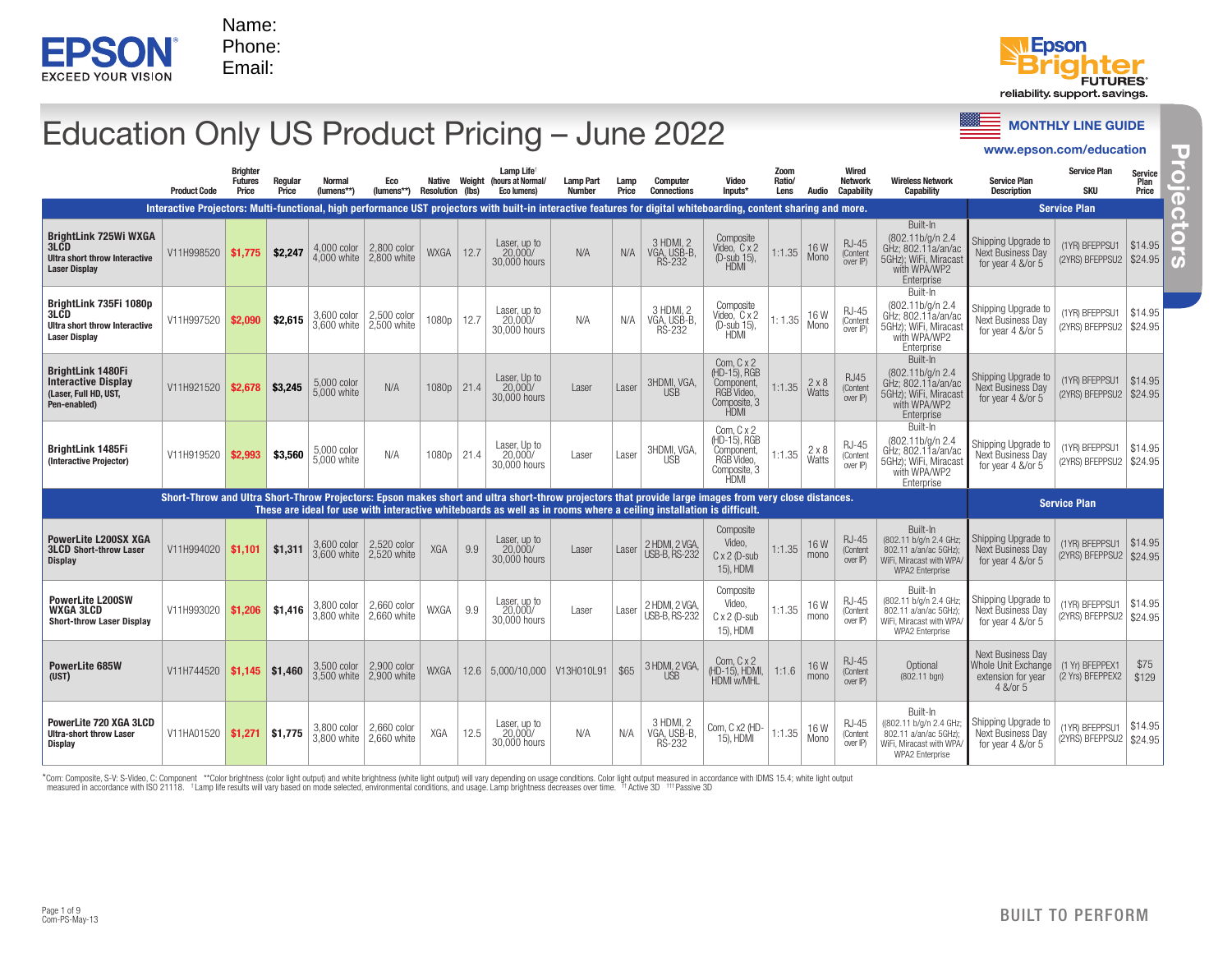EPSON EXCEED YOUR VISION

Name:
Phone:
Email:

Epson Brighter FUTURES® reliability. support. savings.

# Education Only US Product Pricing – June 2022

MONTHLY LINE GUIDE
www.epson.com/education

Projectors

| | Product Code | Brighter Futures Price | Regular Price | Normal (lumens**) | Eco (lumens**) | Native Resolution | Weight (lbs) | Lamp Life† (hours at Normal/ Eco lumens) | Lamp Part Number | Lamp Price | Computer Connections | Video Inputs* | Zoom Ratio/ Lens | Audio | Wired Network Capability | Wireless Network Capability | Service Plan Description | Service Plan SKU | Service Plan Price |
|---|---|---|---|---|---|---|---|---|---|---|---|---|---|---|---|---|---|---|---|
| **Interactive Projectors: Multi-functional, high performance UST projectors with built-in interactive features for digital whiteboarding, content sharing and more.** | | | | | | | | | | | | | | | | | **Service Plan** | | |
| **BrightLink 725Wi WXGA 3LCD** Ultra short throw Interactive Laser Display | V11H998520 | $1,775 | $2,247 | 4,000 color 4,000 white | 2,800 color 2,800 white | WXGA | 12.7 | Laser, up to 20,000/ 30,000 hours | N/A | N/A | 3 HDMI, 2 VGA, USB-B, RS-232 | Composite Video, C x 2 (D-sub 15), HDMI | 1:1.35 | 16 W Mono | RJ-45 (Content over IP) | Built-In (802.11b/g/n 2.4 GHz; 802.11a/an/ac 5GHz); WiFi, Miracast with WPA/WPA2 Enterprise | Shipping Upgrade to Next Business Day for year 4 &/or 5 | (1YR) BFEPPSU1 (2YRS) BFEPPSU2 | $14.95 $24.95 |
| **BrightLink 735Fi 1080p 3LCD** Ultra short throw Interactive Laser Display | V11H997520 | $2,090 | $2,615 | 3,600 color 3,600 white | 2,500 color 2,500 white | 1080p | 12.7 | Laser, up to 20,000/ 30,000 hours | N/A | N/A | 3 HDMI, 2 VGA, USB-B, RS-232 | Composite Video, C x 2 (D-sub 15), HDMI | 1: 1.35 | 16 W Mono | RJ-45 (Content over IP) | Built-In (802.11b/g/n 2.4 GHz; 802.11a/an/ac 5GHz); WiFi, Miracast with WPA/WP2 Enterprise | Shipping Upgrade to Next Business Day for year 4 &/or 5 | (1YR) BFEPPSU1 (2YRS) BFEPPSU2 | $14.95 $24.95 |
| **BrightLink 1480Fi Interactive Display** (Laser, Full HD, UST, Pen-enabled) | V11H921520 | $2,678 | $3,245 | 5,000 color 5,000 white | N/A | 1080p | 21.4 | Laser, Up to 20,000/ 30,000 hours | Laser | Laser | 3HDMI, VGA, USB | Com, C x 2 (HD-15), RGB Component, RGB Video, Composite, 3 HDMI | 1:1.35 | 2 x 8 Watts | RJ45 (Content over IP) | Built-In (802.11b/g/n 2.4 GHz; 802.11a/an/ac 5GHz); WiFi, Miracast with WPA/WP2 Enterprise | Shipping Upgrade to Next Business Day for year 4 &/or 5 | (1YR) BFEPPSU1 (2YRS) BFEPPSU2 | $14.95 $24.95 |
| **BrightLink 1485Fi** (Interactive Projector) | V11H919520 | $2,993 | $3,560 | 5,000 color 5,000 white | N/A | 1080p | 21.4 | Laser, Up to 20,000/ 30,000 hours | Laser | Laser | 3HDMI, VGA, USB | Com, C x 2 (HD-15), RGB Component, RGB Video, Composite, 3 HDMI | 1:1.35 | 2 x 8 Watts | RJ-45 (Content over IP) | Built-In (802.11b/g/n 2.4 GHz; 802.11a/an/ac 5GHz); WiFi, Miracast with WPA/WP2 Enterprise | Shipping Upgrade to Next Business Day for year 4 &/or 5 | (1YR) BFEPPSU1 (2YRS) BFEPPSU2 | $14.95 $24.95 |
| **Short-Throw and Ultra Short-Throw Projectors: Epson makes short and ultra short-throw projectors that provide large images from very close distances. These are ideal for use with interactive whiteboards as well as in rooms where a ceiling installation is difficult.** | | | | | | | | | | | | | | | | | **Service Plan** | | |
| **PowerLite L200SX XGA 3LCD Short-throw Laser Display** | V11H994020 | $1,101 | $1,311 | 3,600 color 3,600 white | 2,520 color 2,520 white | XGA | 9.9 | Laser, up to 20,000/ 30,000 hours | Laser | Laser | 2 HDMI, 2 VGA, USB-B, RS-232 | Composite Video, C x 2 (D-sub 15), HDMI | 1:1.35 | 16 W mono | RJ-45 (Content over IP) | Built-In (802.11 b/g/n 2.4 GHz; 802.11 a/an/ac 5GHz); WiFi, Miracast with WPA/WPA2 Enterprise | Shipping Upgrade to Next Business Day for year 4 &/or 5 | (1YR) BFEPPSU1 (2YRS) BFEPPSU2 | $14.95 $24.95 |
| **PowerLite L200SW WXGA 3LCD Short-throw Laser Display** | V11H993020 | $1,206 | $1,416 | 3,800 color 3,800 white | 2,660 color 2,660 white | WXGA | 9.9 | Laser, up to 20,000/ 30,000 hours | Laser | Laser | 2 HDMI, 2 VGA, USB-B, RS-232 | Composite Video, C x 2 (D-sub 15), HDMI | 1:1.35 | 16 W mono | RJ-45 (Content over IP) | Built-In (802.11 b/g/n 2.4 GHz; 802.11 a/an/ac 5GHz); WiFi, Miracast with WPA/WPA2 Enterprise | Shipping Upgrade to Next Business Day for year 4 &/or 5 | (1YR) BFEPPSU1 (2YRS) BFEPPSU2 | $14.95 $24.95 |
| **PowerLite 685W (UST)** | V11H744520 | $1,145 | $1,460 | 3,500 color 3,500 white | 2,900 color 2,900 white | WXGA | 12.6 | 5,000/10,000 | V13H010L91 | $65 | 3 HDMI, 2 VGA, USB | Com, C x 2 (HD-15), HDMI, HDMI w/MHL | 1:1.6 | 16 W mono | RJ-45 (Content over IP) | Optional (802.11 bgn) | Next Business Day Whole Unit Exchange extension for year 4 &/or 5 | (1 Yr) BFEPPEX1 (2 Yrs) BFEPPEX2 | $75 $129 |
| **PowerLite 720 XGA 3LCD Ultra-short throw Laser Display** | V11HA01520 | $1,271 | $1,775 | 3,800 color 3,800 white | 2,660 color 2,660 white | XGA | 12.5 | Laser, up to 20,000/ 30,000 hours | N/A | N/A | 3 HDMI, 2 VGA, USB-B, RS-232 | Com, C x2 (HD-15), HDMI | 1:1.35 | 16 W Mono | RJ-45 (Content over IP) | Built-In ((802.11 b/g/n 2.4 GHz; 802.11 a/an/ac 5GHz); WiFi, Miracast with WPA/WPA2 Enterprise | Shipping Upgrade to Next Business Day for year 4 &/or 5 | (1YR) BFEPPSU1 (2YRS) BFEPPSU2 | $14.95 $24.95 |

*Com: Composite, S-V: S-Video, C: Component **Color brightness (color light output) and white brightness (white light output) will vary depending on usage conditions. Color light output measured in accordance with IDMS 15.4; white light output measured in accordance with ISO 21118. †Lamp life results will vary based on mode selected, environmental conditions, and usage. Lamp brightness decreases over time. ††Active 3D †††Passive 3D

Com-PS-May-13

BUILT TO PERFORM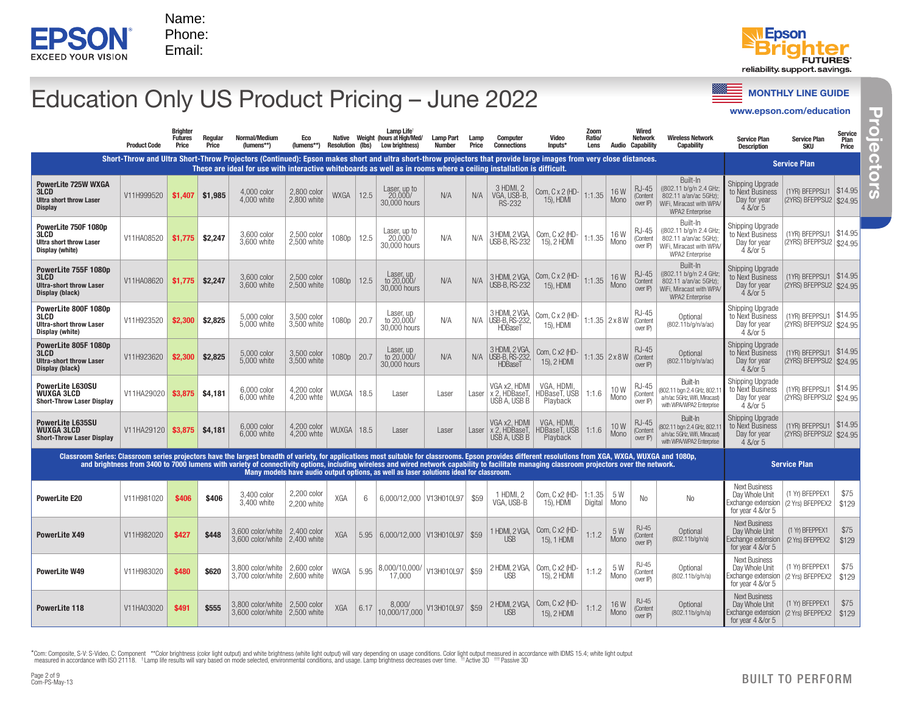EPSON
EXCEED YOUR VISION

Name:
Phone:
Email:

Epson Brighter FUTURES
reliability. support. savings.

# Education Only US Product Pricing – June 2022

**MONTHLY LINE GUIDE**
www.epson.com/education

Projectors

| | Product Code | Brighter Futures Price | Regular Price | Normal/Medium (lumens**) | Eco (lumens**) | Native Resolution | Weight (lbs) | Lamp Life† (hours at High/Med/Low brightness) | Lamp Part Number | Lamp Price | Computer Connections | Video Inputs* | Zoom Ratio/ Lens | Audio | Wired Network Capability | Wireless Network Capability | Service Plan Description | Service Plan SKU | Service Plan Price |
|---|---|---|---|---|---|---|---|---|---|---|---|---|---|---|---|---|---|---|---|
| **Short-Throw and Ultra Short-Throw Projectors (Continued): Epson makes short and ultra short-throw projectors that provide large images from very close distances. These are ideal for use with interactive whiteboards as well as in rooms where a ceiling installation is difficult.** | | | | | | | | | | | | | | | | | **Service Plan** | | |
| **PowerLite 725W WXGA 3LCD** **Ultra short throw Laser Display** | V11H999520 | $1,407 | $1,985 | 4,000 color 4,000 white | 2,800 color 2,800 white | WXGA | 12.5 | Laser, up to 20,000/ 30,000 hours | N/A | N/A | 3 HDMI, 2 VGA, USB-B, RS-232 | Com, C x 2 (HD-15), HDMI | 1:1.35 | 16 W Mono | RJ-45 (Content over IP) | Built-In ((802.11 b/g/n 2.4 GHz; 802.11 a/an/ac 5GHz); WiFi, Miracast with WPA/ WPA2 Enterprise | Shipping Upgrade to Next Business Day for year 4 &/or 5 | (1YR) BFEPPSU1 (2YRS) BFEPPSU2 | $14.95 $24.95 |
| **PowerLite 750F 1080p 3LCD** **Ultra short throw Laser Display (white)** | V11HA08520 | $1,775 | $2,247 | 3,600 color 3,600 white | 2,500 color 2,500 white | 1080p | 12.5 | Laser, up to 20,000/ 30,000 hours | N/A | N/A | 3 HDMI, 2 VGA, USB-B, RS-232 | Com, C x 2 (HD-15), 2 HDMI | 1:1.35 | 16 W Mono | RJ-45 (Content over IP) | Built-In ((802.11 b/g/n 2.4 GHz; 802.11 a/an/ac 5GHz); WiFi, Miracast with WPA/ WPA2 Enterprise | Shipping Upgrade to Next Business Day for year 4 &/or 5 | (1YR) BFEPPSU1 (2YRS) BFEPPSU2 | $14.95 $24.95 |
| **PowerLite 755F 1080p 3LCD** **Ultra-short throw Laser Display (black)** | V11HA08620 | $1,775 | $2,247 | 3,600 color 3,600 white | 2,500 color 2,500 white | 1080p | 12.5 | Laser, up to 20,000/ 30,000 hours | N/A | N/A | 3 HDMI, 2 VGA, USB-B, RS-232 | Com, C x 2 (HD-15), HDMI | 1:1.35 | 16 W Mono | RJ-45 Content over IP) | Built-In ((802.11 b/g/n 2.4 GHz; 802.11 a/an/ac 5GHz); WiFi, Miracast with WPA/ WPA2 Enterprise | Shipping Upgrade to Next Business Day for year 4 &/or 5 | (1YR) BFEPPSU1 (2YRS) BFEPPSU2 | $14.95 $24.95 |
| **PowerLite 800F 1080p 3LCD** **Ultra-short throw Laser Display (white)** | V11H923520 | $2,300 | $2,825 | 5,000 color 5,000 white | 3,500 color 3,500 white | 1080p | 20.7 | Laser, up to 20,000/ 30,000 hours | N/A | N/A | 3 HDMI, 2 VGA, USB-B, RS-232, HDBaseT | Com, C x 2 (HD-15), HDMI | 1:1.35 | 2 x 8 W | RJ-45 (Content over IP) | Optional (802.11b/g/n/a/ac) | Shipping Upgrade to Next Business Day for year 4 &/or 5 | (1YR) BFEPPSU1 (2YRS) BFEPPSU2 | $14.95 $24.95 |
| **PowerLite 805F 1080p 3LCD** **Ultra-short throw Laser Display (black)** | V11H923620 | $2,300 | $2,825 | 5,000 color 5,000 white | 3,500 color 3,500 white | 1080p | 20.7 | Laser, up to 20,000/ 30,000 hours | N/A | N/A | 3 HDMI, 2 VGA, USB-B, RS-232, HDBaseT | Com, C x2 (HD-15), 2 HDMI | 1:1.35 | 2 x 8 W | RJ-45 (Content over IP) | Optional (802.11b/g/n/a/ac) | Shipping Upgrade to Next Business Day for year 4 &/or 5 | (1YR) BFEPPSU1 (2YRS) BFEPPSU2 | $14.95 $24.95 |
| **PowerLite L630SU WUXGA 3LCD** **Short-Throw Laser Display** | V11HA29020 | $3,875 | $4,181 | 6,000 color 6,000 white | 4,200 color 4,200 white | WUXGA | 18.5 | Laser | Laser | Laser | VGA x2, HDMI x 2, HDBaseT, USB A, USB B | VGA, HDMI, HDBaseT, USB Playback | 1:1.6 | 10 W Mono | RJ-45 (Content over IP) | Built-In (802.11 bgn 2.4 GHz, 802.11 a/n/ac 5GHz, Wifi, Miracast) with WPA/WPA2 Enterprise | Shipping Upgrade to Next Business Day for year 4 &/or 5 | (1YR) BFEPPSU1 (2YRS) BFEPPSU2 | $14.95 $24.95 |
| **PowerLite L635SU WUXGA 3LCD** **Short-Throw Laser Display** | V11HA29120 | $3,875 | $4,181 | 6,000 color 6,000 white | 4,200 color 4,200 white | WUXGA | 18.5 | Laser | Laser | Laser | VGA x2, HDMI x 2, HDBaseT, USB A, USB B | VGA, HDMI, HDBaseT, USB Playback | 1:1.6 | 10 W Mono | RJ-45 (Content over IP) | Built-In (802.11 bgn 2.4 GHz, 802.11 a/n/ac 5GHz, Wifi, Miracast) with WPA/WPA2 Enterprise | Shipping Upgrade to Next Business Day for year 4 &/or 5 | (1YR) BFEPPSU1 (2YRS) BFEPPSU2 | $14.95 $24.95 |
| **Classroom Series: Classroom series projectors have the largest breadth of variety, for applications most suitable for classrooms. Epson provides different resolutions from XGA, WXGA, WUXGA and 1080p, and brightness from 3400 to 7000 lumens with variety of connectivity options, including wireless and wired network capability to facilitate managing classroom projectors over the network. Many models have audio output options, as well as laser solutions ideal for classroom.** | | | | | | | | | | | | | | | | | **Service Plan** | | |
| **PowerLite E20** | V11H981020 | $406 | $406 | 3,400 color 3,400 white | 2,200 color 2,200 white | XGA | 6 | 6,000/12,000 | V13H010L97 | $59 | 1 HDMI, 2 VGA, USB-B | Com, C x2 (HD-15), HDMI | 1:1.35 Digital | 5 W Mono | No | No | Next Business Day Whole Unit Exchange extension for year 4 &/or 5 | (1 Yr) BFEPPEX1 (2 Yrs) BFEPPEX2 | $75 $129 |
| **PowerLite X49** | V11H982020 | $427 | $448 | 3,600 color/white 3,600 color/white | 2,400 color 2,400 white | XGA | 5.95 | 6,000/12,000 | V13H010L97 | $59 | 1 HDMI, 2 VGA, USB | Com, C x2 (HD-15), 1 HDMI | 1:1.2 | 5 W Mono | RJ-45 (Content over IP) | Optional (802.11b/g/n/a) | Next Business Day Whole Unit Exchange extension for year 4 &/or 5 | (1 Yr) BFEPPEX1 (2 Yrs) BFEPPEX2 | $75 $129 |
| **PowerLite W49** | V11H983020 | $480 | $620 | 3,800 color/white 3,700 color/white | 2,600 color 2,600 white | WXGA | 5.95 | 8,000/10,000/ 17,000 | V13H010L97 | $59 | 2 HDMI, 2 VGA, USB | Com, C x2 (HD-15), 2 HDMI | 1:1.2 | 5 W Mono | RJ-45 (Content over IP) | Optional (802.11b/g/n/a) | Next Business Day Whole Unit Exchange extension for year 4 &/or 5 | (1 Yr) BFEPPEX1 (2 Yrs) BFEPPEX2 | $75 $129 |
| **PowerLite 118** | V11HA03020 | $491 | $555 | 3,800 color/white 3,600 color/white | 2,500 color 2,500 white | XGA | 6.17 | 8,000/ 10,000/17,000 | V13H010L97 | $59 | 2 HDMI, 2 VGA, USB | Com, C x2 (HD-15), 2 HDMI | 1:1.2 | 16 W Mono | RJ-45 (Content over IP) | Optional (802.11b/g/n/a) | Next Business Day Whole Unit Exchange extension for year 4 &/or 5 | (1 Yr) BFEPPEX1 (2 Yrs) BFEPPEX2 | $75 $129 |

*Com: Composite, S-V: S-Video, C: Component **Color brightness (color light output) and white brightness (white light output) will vary depending on usage conditions. Color light output measured in accordance with IDMS 15.4; white light output measured in accordance with ISO 21118. †Lamp life results will vary based on mode selected, environmental conditions, and usage. Lamp brightness decreases over time. ††Active 3D †††Passive 3D

Com-PS-May-13

BUILT TO PERFORM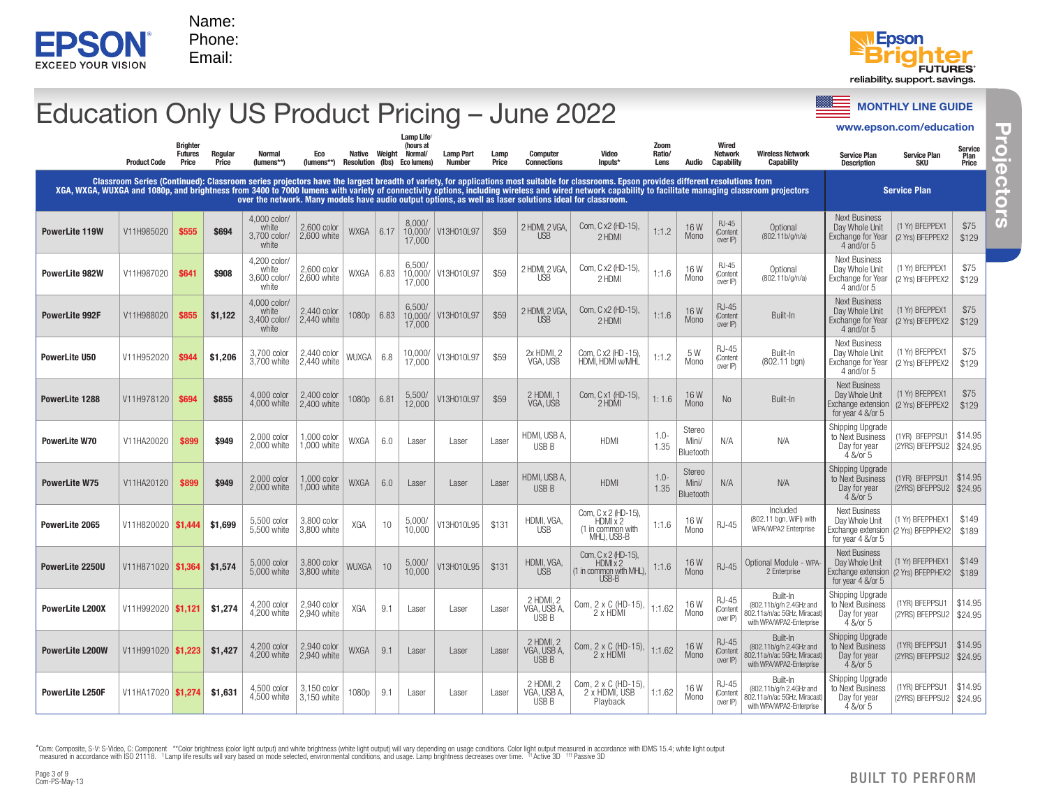Name:
Phone:
Email:

Epson Brighter FUTURES® reliability. support. savings.

# Education Only US Product Pricing – June 2022

MONTHLY LINE GUIDE
www.epson.com/education

Projectors

| Product Code | | Brighter Futures Price | Regular Price | Normal (lumens**) | Eco (lumens**) | Native Resolution | Weight (lbs) | Lamp Life† (hours at Normal/ Eco lumens) | Lamp Part Number | Lamp Price | Computer Connections | Video Inputs* | Zoom Ratio/ Lens | Audio | Wired Network Capability | Wireless Network Capability | Service Plan Description | Service Plan SKU | Service Plan Price |
|---|---|---|---|---|---|---|---|---|---|---|---|---|---|---|---|---|---|---|---|
| **Classroom Series (Continued): Classroom series projectors have the largest breadth of variety, for applications most suitable for classrooms. Epson provides different resolutions from XGA, WXGA, WUXGA and 1080p, and brightness from 3400 to 7000 lumens with variety of connectivity options, including wireless and wired network capability to facilitate managing classroom projectors over the network. Many models have audio output options, as well as laser solutions ideal for classroom.** | | | | | | | | | | | | | | | | | **Service Plan** | | |
| **PowerLite 119W** | V11H985020 | $555 | $694 | 4,000 color/ white 3,700 color/ white | 2,600 color 2,600 white | WXGA | 6.17 | 8,000/ 10,000/ 17,000 | V13H010L97 | $59 | 2 HDMI, 2 VGA, USB | Com, C x2 (HD-15), 2 HDMI | 1:1.2 | 16 W Mono | RJ-45 (Content over IP) | Optional (802.11b/g/n/a) | Next Business Day Whole Unit Exchange for Year 4 and/or 5 | (1 Yr) BFEPPEX1 (2 Yrs) BFEPPEX2 | $75 $129 |
| **PowerLite 982W** | V11H987020 | $641 | $908 | 4,200 color/ white 3,600 color/ white | 2,600 color 2,600 white | WXGA | 6.83 | 6,500/ 10,000/ 17,000 | V13H010L97 | $59 | 2 HDMI, 2 VGA, USB | Com, C x2 (HD-15), 2 HDMI | 1:1.6 | 16 W Mono | RJ-45 (Content over IP) | Optional (802.11b/g/n/a) | Next Business Day Whole Unit Exchange for Year 4 and/or 5 | (1 Yr) BFEPPEX1 (2 Yrs) BFEPPEX2 | $75 $129 |
| **PowerLite 992F** | V11H988020 | $855 | $1,122 | 4,000 color/ white 3,400 color/ white | 2,440 color 2,440 white | 1080p | 6.83 | 6,500/ 10,000/ 17,000 | V13H010L97 | $59 | 2 HDMI, 2 VGA, USB | Com, C x2 (HD-15), 2 HDMI | 1:1.6 | 16 W Mono | RJ-45 (Content over IP) | Built-In | Next Business Day Whole Unit Exchange for Year 4 and/or 5 | (1 Yr) BFEPPEX1 (2 Yrs) BFEPPEX2 | $75 $129 |
| **PowerLite U50** | V11H952020 | $944 | $1,206 | 3,700 color 3,700 white | 2,440 color 2,440 white | WUXGA | 6.8 | 10,000/ 17,000 | V13H010L97 | $59 | 2x HDMI, 2 VGA, USB | Com, C x2 (HD -15), HDMI, HDMI w/MHL | 1:1.2 | 5 W Mono | RJ-45 (Content over IP) | Built-In (802.11 bgn) | Next Business Day Whole Unit Exchange for Year 4 and/or 5 | (1 Yr) BFEPPEX1 (2 Yrs) BFEPPEX2 | $75 $129 |
| **PowerLite 1288** | V11H978120 | $694 | $855 | 4,000 color 4,000 white | 2,400 color 2,400 white | 1080p | 6.81 | 5,500/ 12,000 | V13H010L97 | $59 | 2 HDMI, 1 VGA, USB | Com, C x1 (HD-15), 2 HDMI | 1: 1.6 | 16 W Mono | No | Built-In | Next Business Day Whole Unit Exchange extension for year 4 &/or 5 | (1 Yr) BFEPPEX1 (2 Yrs) BFEPPEX2 | $75 $129 |
| **PowerLite W70** | V11HA20020 | $899 | $949 | 2,000 color 2,000 white | 1,000 color 1,000 white | WXGA | 6.0 | Laser | Laser | Laser | HDMI, USB A, USB B | HDMI | 1.0-1.35 | Stereo Mini/ Bluetooth | N/A | N/A | Shipping Upgrade to Next Business Day for year 4 &/or 5 | (1YR) BFEPPSU1 (2YRS) BFEPPSU2 | $14.95 $24.95 |
| **PowerLite W75** | V11HA20120 | $899 | $949 | 2,000 color 2,000 white | 1,000 color 1,000 white | WXGA | 6.0 | Laser | Laser | Laser | HDMI, USB A, USB B | HDMI | 1.0-1.35 | Stereo Mini/ Bluetooth | N/A | N/A | Shipping Upgrade to Next Business Day for year 4 &/or 5 | (1YR) BFEPPSU1 (2YRS) BFEPPSU2 | $14.95 $24.95 |
| **PowerLite 2065** | V11H820020 | $1,444 | $1,699 | 5,500 color 5,500 white | 3,800 color 3,800 white | XGA | 10 | 5,000/ 10,000 | V13H010L95 | $131 | HDMI, VGA, USB | Com, C x 2 (HD-15), HDMI x 2 (1 in common with MHL), USB-B | 1:1.6 | 16 W Mono | RJ-45 | Included (802.11 bgn, WiFi) with WPA/WPA2 Enterprise | Next Business Day Whole Unit Exchange extension for year 4 &/or 5 | (1 Yr) BFEPPHEX1 (2 Yrs) BFEPPHEX2 | $149 $189 |
| **PowerLite 2250U** | V11H871020 | $1,364 | $1,574 | 5,000 color 5,000 white | 3,800 color 3,800 white | WUXGA | 10 | 5,000/ 10,000 | V13H010L95 | $131 | HDMI, VGA, USB | Com, C x 2 (HD-15), HDMI x 2 (1 in common with MHL), USB-B | 1:1.6 | 16 W Mono | RJ-45 | Optional Module - WPA-2 Enterprise | Next Business Day Whole Unit Exchange extension for year 4 &/or 5 | (1 Yr) BFEPPHEX1 (2 Yrs) BFEPPHEX2 | $149 $189 |
| **PowerLite L200X** | V11H992020 | $1,121 | $1,274 | 4,200 color 4,200 white | 2,940 color 2,940 white | XGA | 9.1 | Laser | Laser | Laser | 2 HDMI, 2 VGA, USB A, USB B | Com, 2 x C (HD-15), 2 x HDMI | 1:1.62 | 16 W Mono | RJ-45 (Content over IP) | Built-In (802.11b/g/n 2.4GHz and 802.11a/n/ac 5GHz, Miracast) with WPA/WPA2-Enterprise | Shipping Upgrade to Next Business Day for year 4 &/or 5 | (1YR) BFEPPSU1 (2YRS) BFEPPSU2 | $14.95 $24.95 |
| **PowerLite L200W** | V11H991020 | $1,223 | $1,427 | 4,200 color 4,200 white | 2,940 color 2,940 white | WXGA | 9.1 | Laser | Laser | Laser | 2 HDMI, 2 VGA, USB A, USB B | Com, 2 x C (HD-15), 2 x HDMI | 1:1.62 | 16 W Mono | RJ-45 (Content over IP) | Built-In (802.11b/g/n 2.4GHz and 802.11a/n/ac 5GHz, Miracast) with WPA/WPA2-Enterprise | Shipping Upgrade to Next Business Day for year 4 &/or 5 | (1YR) BFEPPSU1 (2YRS) BFEPPSU2 | $14.95 $24.95 |
| **PowerLite L250F** | V11HA17020 | $1,274 | $1,631 | 4,500 color 4,500 white | 3,150 color 3,150 white | 1080p | 9.1 | Laser | Laser | Laser | 2 HDMI, 2 VGA, USB A, USB B | Com, 2 x C (HD-15), 2 x HDMI, USB Playback | 1:1.62 | 16 W Mono | RJ-45 (Content over IP) | Built-In (802.11b/g/n 2.4GHz and 802.11a/n/ac 5GHz, Miracast) with WPA/WPA2-Enterprise | Shipping Upgrade to Next Business Day for year 4 &/or 5 | (1YR) BFEPPSU1 (2YRS) BFEPPSU2 | $14.95 $24.95 |

*Com: Composite, S-V: S-Video, C: Component **Color brightness (color light output) and white brightness (white light output) will vary depending on usage conditions. Color light output measured in accordance with IDMS 15.4; white light output measured in accordance with ISO 21118. †Lamp life results will vary based on mode selected, environmental conditions, and usage. Lamp brightness decreases over time. ††Active 3D †††Passive 3D

Com-PS-May-13

BUILT TO PERFORM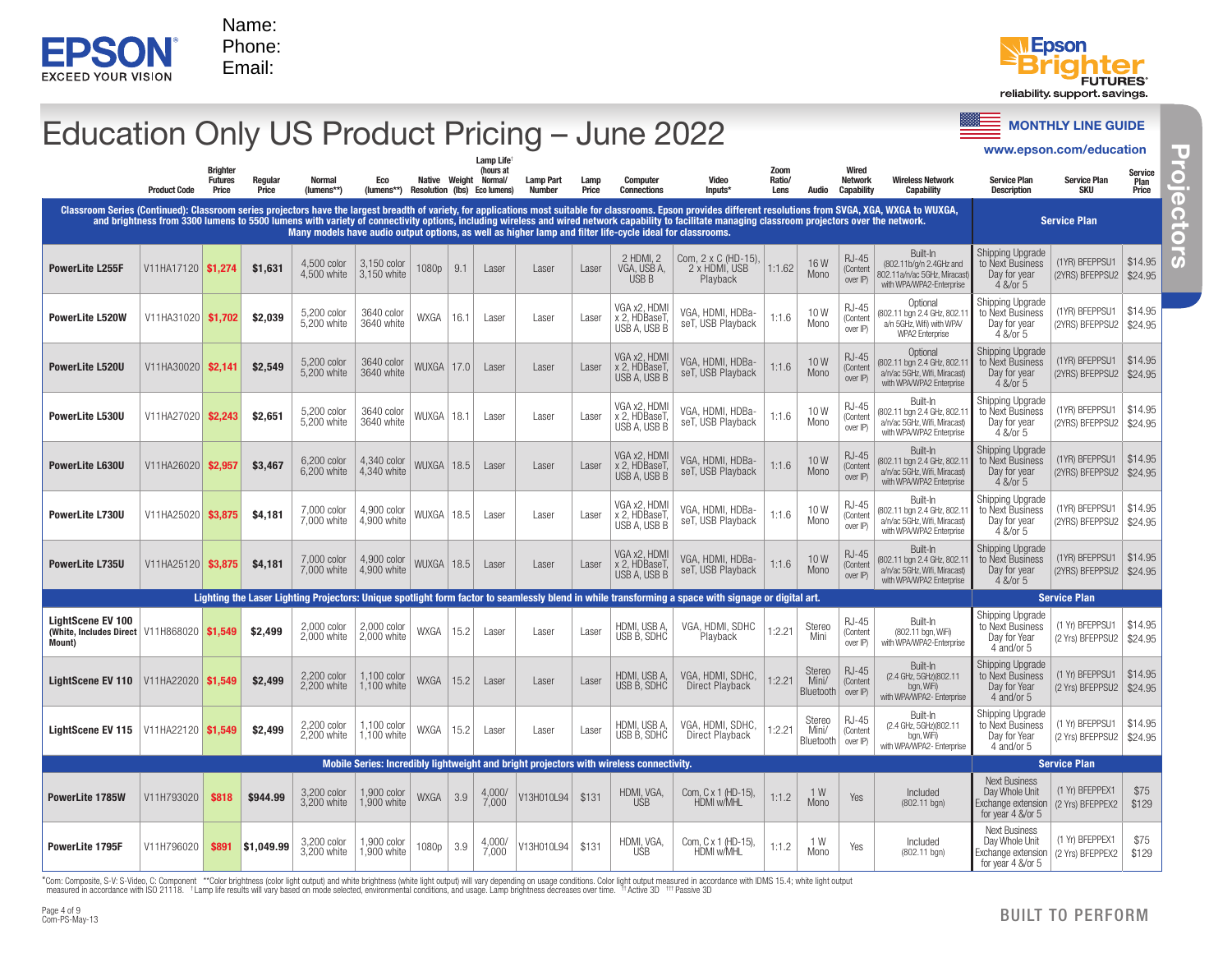EPSON EXCEED YOUR VISION

Name:
Phone:
Email:

Epson Brighter FUTURES® reliability. support. savings.

# Education Only US Product Pricing – June 2022

MONTHLY LINE GUIDE
www.epson.com/education

Projectors

| Product | Product Code | Brighter Futures Price | Regular Price | Normal (lumens**) | Eco (lumens**) | Native Resolution | Weight (lbs) | Lamp Life† (hours at Normal/ Eco lumens) | Lamp Part Number | Lamp Price | Computer Connections | Video Inputs* | Zoom Ratio/ Lens | Audio | Wired Network Capability | Wireless Network Capability | Service Plan Description | Service Plan SKU | Service Plan Price |
|---|---|---|---|---|---|---|---|---|---|---|---|---|---|---|---|---|---|---|---|
| **Classroom Series (Continued): Classroom series projectors have the largest breadth of variety, for applications most suitable for classrooms. Epson provides different resolutions from SVGA, XGA, WXGA to WUXGA, and brightness from 3300 lumens to 5500 lumens with variety of connectivity options, including wireless and wired network capability to facilitate managing classroom projectors over the network. Many models have audio output options, as well as higher lamp and filter life-cycle ideal for classrooms.** | | | | | | | | | | | | | | | | | **Service Plan** | | |
| **PowerLite L255F** | V11HA17120 | $1,274 | $1,631 | 4,500 color 4,500 white | 3,150 color 3,150 white | 1080p | 9.1 | Laser | Laser | Laser | 2 HDMI, 2 VGA, USB A, USB B | Com, 2 x C (HD-15), 2 x HDMI, USB Playback | 1:1.62 | 16 W Mono | RJ-45 (Content over IP) | Built-In (802.11b/g/n 2.4GHz and 802.11a/n/ac 5GHz, Miracast) with WPA/WPA2-Enterprise | Shipping Upgrade to Next Business Day for year 4 &/or 5 | (1YR) BFEPPSU1 (2YRS) BFEPPSU2 | $14.95 $24.95 |
| **PowerLite L520W** | V11HA31020 | $1,702 | $2,039 | 5,200 color 5,200 white | 3640 color 3640 white | WXGA | 16.1 | Laser | Laser | Laser | VGA x2, HDMI x 2, HDBaseT, USB A, USB B | VGA, HDMI, HDBaseT, USB Playback | 1:1.6 | 10 W Mono | RJ-45 (Content over IP) | Optional (802.11 bgn 2.4 GHz, 802.11 a/n 5GHz, Wifi) with WPA/ WPA2 Enterprise | Shipping Upgrade to Next Business Day for year 4 &/or 5 | (1YR) BFEPPSU1 (2YRS) BFEPPSU2 | $14.95 $24.95 |
| **PowerLite L520U** | V11HA30020 | $2,141 | $2,549 | 5,200 color 5,200 white | 3640 color 3640 white | WUXGA | 17.0 | Laser | Laser | Laser | VGA x2, HDMI x 2, HDBaseT, USB A, USB B | VGA, HDMI, HDBaseT, USB Playback | 1:1.6 | 10 W Mono | RJ-45 (Content over IP) | Optional (802.11 bgn 2.4 GHz, 802.11 a/n/ac 5GHz, Wifi, Miracast) with WPA/WPA2 Enterprise | Shipping Upgrade to Next Business Day for year 4 &/or 5 | (1YR) BFEPPSU1 (2YRS) BFEPPSU2 | $14.95 $24.95 |
| **PowerLite L530U** | V11HA27020 | $2,243 | $2,651 | 5,200 color 5,200 white | 3640 color 3640 white | WUXGA | 18.1 | Laser | Laser | Laser | VGA x2, HDMI x 2, HDBaseT, USB A, USB B | VGA, HDMI, HDBaseT, USB Playback | 1:1.6 | 10 W Mono | RJ-45 (Content over IP) | Built-In (802.11 bgn 2.4 GHz, 802.11 a/n/ac 5GHz, Wifi, Miracast) with WPA/WPA2 Enterprise | Shipping Upgrade to Next Business Day for year 4 &/or 5 | (1YR) BFEPPSU1 (2YRS) BFEPPSU2 | $14.95 $24.95 |
| **PowerLite L630U** | V11HA26020 | $2,957 | $3,467 | 6,200 color 6,200 white | 4,340 color 4,340 white | WUXGA | 18.5 | Laser | Laser | Laser | VGA x2, HDMI x 2, HDBaseT, USB A, USB B | VGA, HDMI, HDBaseT, USB Playback | 1:1.6 | 10 W Mono | RJ-45 (Content over IP) | Built-In (802.11 bgn 2.4 GHz, 802.11 a/n/ac 5GHz, Wifi, Miracast) with WPA/WPA2 Enterprise | Shipping Upgrade to Next Business Day for year 4 &/or 5 | (1YR) BFEPPSU1 (2YRS) BFEPPSU2 | $14.95 $24.95 |
| **PowerLite L730U** | V11HA25020 | $3,875 | $4,181 | 7,000 color 7,000 white | 4,900 color 4,900 white | WUXGA | 18.5 | Laser | Laser | Laser | VGA x2, HDMI x 2, HDBaseT, USB A, USB B | VGA, HDMI, HDBaseT, USB Playback | 1:1.6 | 10 W Mono | RJ-45 (Content over IP) | Built-In (802.11 bgn 2.4 GHz, 802.11 a/n/ac 5GHz, Wifi, Miracast) with WPA/WPA2 Enterprise | Shipping Upgrade to Next Business Day for year 4 &/or 5 | (1YR) BFEPPSU1 (2YRS) BFEPPSU2 | $14.95 $24.95 |
| **PowerLite L735U** | V11HA25120 | $3,875 | $4,181 | 7,000 color 7,000 white | 4,900 color 4,900 white | WUXGA | 18.5 | Laser | Laser | Laser | VGA x2, HDMI x 2, HDBaseT, USB A, USB B | VGA, HDMI, HDBaseT, USB Playback | 1:1.6 | 10 W Mono | RJ-45 (Content over IP) | Built-In (802.11 bgn 2.4 GHz, 802.11 a/n/ac 5GHz, Wifi, Miracast) with WPA/WPA2 Enterprise | Shipping Upgrade to Next Business Day for year 4 &/or 5 | (1YR) BFEPPSU1 (2YRS) BFEPPSU2 | $14.95 $24.95 |
| **Lighting the Laser Lighting Projectors: Unique spotlight form factor to seamlessly blend in while transforming a space with signage or digital art.** | | | | | | | | | | | | | | | | | **Service Plan** | | |
| **LightScene EV 100 (White, Includes Direct Mount)** | V11H868020 | $1,549 | $2,499 | 2,000 color 2,000 white | 2,000 color 2,000 white | WXGA | 15.2 | Laser | Laser | Laser | HDMI, USB A, USB B, SDHC | VGA, HDMI, SDHC Playback | 1:2.21 | Stereo Mini | RJ-45 (Content over IP) | Built-In (802.11 bgn, WiFi) with WPA/WPA2-Enterprise | Shipping Upgrade to Next Business Day for Year 4 and/or 5 | (1 Yr) BFEPPSU1 (2 Yrs) BFEPPSU2 | $14.95 $24.95 |
| **LightScene EV 110** | V11HA22020 | $1,549 | $2,499 | 2,200 color 2,200 white | 1,100 color 1,100 white | WXGA | 15.2 | Laser | Laser | Laser | HDMI, USB A, USB B, SDHC | VGA, HDMI, SDHC, Direct Playback | 1:2.21 | Stereo Mini/ Bluetooth | RJ-45 (Content over IP) | Built-In (2.4 GHz, 5GHz)(802.11 bgn, WiFi) with WPA/WPA2- Enterprise | Shipping Upgrade to Next Business Day for Year 4 and/or 5 | (1 Yr) BFEPPSU1 (2 Yrs) BFEPPSU2 | $14.95 $24.95 |
| **LightScene EV 115** | V11HA22120 | $1,549 | $2,499 | 2,200 color 2,200 white | 1,100 color 1,100 white | WXGA | 15.2 | Laser | Laser | Laser | HDMI, USB A, USB B, SDHC | VGA, HDMI, SDHC, Direct Playback | 1:2.21 | Stereo Mini/ Bluetooth | RJ-45 (Content over IP) | Built-In (2.4 GHz, 5GHz)(802.11 bgn, WiFi) with WPA/WPA2- Enterprise | Shipping Upgrade to Next Business Day for Year 4 and/or 5 | (1 Yr) BFEPPSU1 (2 Yrs) BFEPPSU2 | $14.95 $24.95 |
| **Mobile Series: Incredibly lightweight and bright projectors with wireless connectivity.** | | | | | | | | | | | | | | | | | **Service Plan** | | |
| **PowerLite 1785W** | V11H793020 | $818 | $944.99 | 3,200 color 3,200 white | 1,900 color 1,900 white | WXGA | 3.9 | 4,000/ 7,000 | V13H010L94 | $131 | HDMI, VGA, USB | Com, C x 1 (HD-15), HDMI w/MHL | 1:1.2 | 1 W Mono | Yes | Included (802.11 bgn) | Next Business Day Whole Unit Exchange extension for year 4 &/or 5 | (1 Yr) BFEPPEX1 (2 Yrs) BFEPPEX2 | $75 $129 |
| **PowerLite 1795F** | V11H796020 | $891 | $1,049.99 | 3,200 color 3,200 white | 1,900 color 1,900 white | 1080p | 3.9 | 4,000/ 7,000 | V13H010L94 | $131 | HDMI, VGA, USB | Com, C x 1 (HD-15), HDMI w/MHL | 1:1.2 | 1 W Mono | Yes | Included (802.11 bgn) | Next Business Day Whole Unit Exchange extension for year 4 &/or 5 | (1 Yr) BFEPPEX1 (2 Yrs) BFEPPEX2 | $75 $129 |

*Com: Composite, S-V: S-Video, C: Component **Color brightness (color light output) and white brightness (white light output) will vary depending on usage conditions. Color light output measured in accordance with IDMS 15.4; white light output measured in accordance with ISO 21118. †Lamp life results will vary based on mode selected, environmental conditions, and usage. Lamp brightness decreases over time. ††Active 3D †††Passive 3D

Com-PS-May-13

BUILT TO PERFORM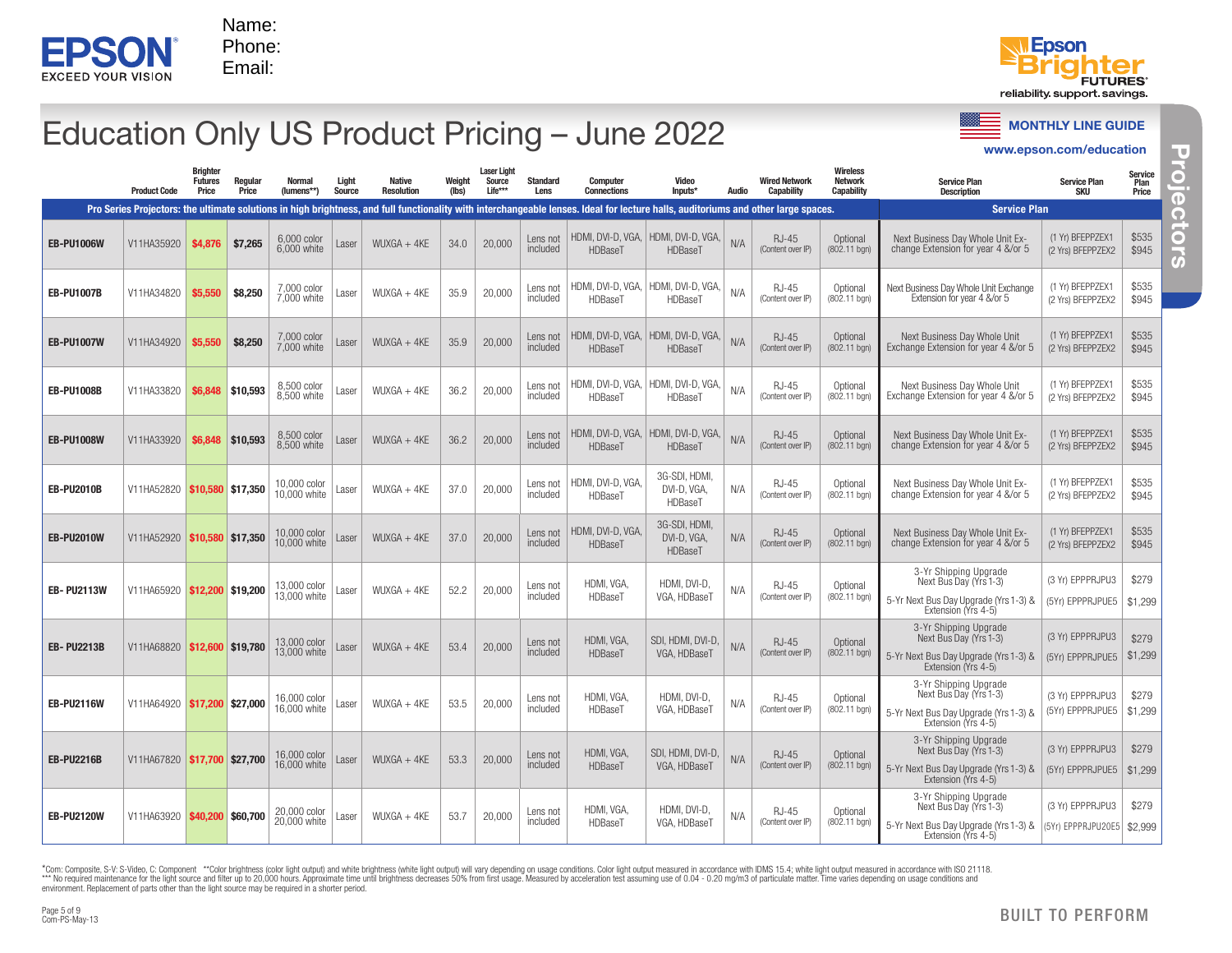EPSON
EXCEED YOUR VISION

Name:
Phone:
Email:

Epson Brighter FUTURES
reliability. support. savings.

# Education Only US Product Pricing – June 2022

MONTHLY LINE GUIDE
www.epson.com/education

Projectors

| | Product Code | Brighter Futures Price | Regular Price | Normal (lumens**) | Light Source | Native Resolution | Weight (lbs) | Laser Light Source Life*** | Standard Lens | Computer Connections | Video Inputs* | Audio | Wired Network Capability | Wireless Network Capability | Service Plan Description | Service Plan SKU | Service Plan Price |
|---|---|---|---|---|---|---|---|---|---|---|---|---|---|---|---|---|---|
| **Pro Series Projectors: the ultimate solutions in high brightness, and full functionality with interchangeable lenses. Ideal for lecture halls, auditoriums and other large spaces.** | | | | | | | | | | | | | | | **Service Plan** | | |
| **EB-PU1006W** | V11HA35920 | **$4,876** | **$7,265** | 6,000 color 6,000 white | Laser | WUXGA + 4KE | 34.0 | 20,000 | Lens not included | HDMI, DVI-D, VGA, HDBaseT | HDMI, DVI-D, VGA, HDBaseT | N/A | RJ-45 (Content over IP) | Optional (802.11 bgn) | Next Business Day Whole Unit Exchange Extension for year 4 &/or 5 | (1 Yr) BFEPPZEX1 (2 Yrs) BFEPPZEX2 | $535 $945 |
| **EB-PU1007B** | V11HA34820 | **$5,550** | **$8,250** | 7,000 color 7,000 white | Laser | WUXGA + 4KE | 35.9 | 20,000 | Lens not included | HDMI, DVI-D, VGA, HDBaseT | HDMI, DVI-D, VGA, HDBaseT | N/A | RJ-45 (Content over IP) | Optional (802.11 bgn) | Next Business Day Whole Unit Exchange Extension for year 4 &/or 5 | (1 Yr) BFEPPZEX1 (2 Yrs) BFEPPZEX2 | $535 $945 |
| **EB-PU1007W** | V11HA34920 | **$5,550** | **$8,250** | 7,000 color 7,000 white | Laser | WUXGA + 4KE | 35.9 | 20,000 | Lens not included | HDMI, DVI-D, VGA, HDBaseT | HDMI, DVI-D, VGA, HDBaseT | N/A | RJ-45 (Content over IP) | Optional (802.11 bgn) | Next Business Day Whole Unit Exchange Extension for year 4 &/or 5 | (1 Yr) BFEPPZEX1 (2 Yrs) BFEPPZEX2 | $535 $945 |
| **EB-PU1008B** | V11HA33820 | **$6,848** | **$10,593** | 8,500 color 8,500 white | Laser | WUXGA + 4KE | 36.2 | 20,000 | Lens not included | HDMI, DVI-D, VGA, HDBaseT | HDMI, DVI-D, VGA, HDBaseT | N/A | RJ-45 (Content over IP) | Optional (802.11 bgn) | Next Business Day Whole Unit Exchange Extension for year 4 &/or 5 | (1 Yr) BFEPPZEX1 (2 Yrs) BFEPPZEX2 | $535 $945 |
| **EB-PU1008W** | V11HA33920 | **$6,848** | **$10,593** | 8,500 color 8,500 white | Laser | WUXGA + 4KE | 36.2 | 20,000 | Lens not included | HDMI, DVI-D, VGA, HDBaseT | HDMI, DVI-D, VGA, HDBaseT | N/A | RJ-45 (Content over IP) | Optional (802.11 bgn) | Next Business Day Whole Unit Exchange Extension for year 4 &/or 5 | (1 Yr) BFEPPZEX1 (2 Yrs) BFEPPZEX2 | $535 $945 |
| **EB-PU2010B** | V11HA52820 | **$10,580** | **$17,350** | 10,000 color 10,000 white | Laser | WUXGA + 4KE | 37.0 | 20,000 | Lens not included | HDMI, DVI-D, VGA, HDBaseT | 3G-SDI, HDMI, DVI-D, VGA, HDBaseT | N/A | RJ-45 (Content over IP) | Optional (802.11 bgn) | Next Business Day Whole Unit Exchange Extension for year 4 &/or 5 | (1 Yr) BFEPPZEX1 (2 Yrs) BFEPPZEX2 | $535 $945 |
| **EB-PU2010W** | V11HA52920 | **$10,580** | **$17,350** | 10,000 color 10,000 white | Laser | WUXGA + 4KE | 37.0 | 20,000 | Lens not included | HDMI, DVI-D, VGA, HDBaseT | 3G-SDI, HDMI, DVI-D, VGA, HDBaseT | N/A | RJ-45 (Content over IP) | Optional (802.11 bgn) | Next Business Day Whole Unit Exchange Extension for year 4 &/or 5 | (1 Yr) BFEPPZEX1 (2 Yrs) BFEPPZEX2 | $535 $945 |
| **EB- PU2113W** | V11HA65920 | **$12,200** | **$19,200** | 13,000 color 13,000 white | Laser | WUXGA + 4KE | 52.2 | 20,000 | Lens not included | HDMI, VGA, HDBaseT | HDMI, DVI-D, VGA, HDBaseT | N/A | RJ-45 (Content over IP) | Optional (802.11 bgn) | 3-Yr Shipping Upgrade Next Bus Day (Yrs 1-3) 5-Yr Next Bus Day Upgrade (Yrs 1-3) & Extension (Yrs 4-5) | (3 Yr) EPPPRJPU3 (5Yr) EPPPRJPUE5 | $279 $1,299 |
| **EB- PU2213B** | V11HA68820 | **$12,600** | **$19,780** | 13,000 color 13,000 white | Laser | WUXGA + 4KE | 53.4 | 20,000 | Lens not included | HDMI, VGA, HDBaseT | SDI, HDMI, DVI-D, VGA, HDBaseT | N/A | RJ-45 (Content over IP) | Optional (802.11 bgn) | 3-Yr Shipping Upgrade Next Bus Day (Yrs 1-3) 5-Yr Next Bus Day Upgrade (Yrs 1-3) & Extension (Yrs 4-5) | (3 Yr) EPPPRJPU3 (5Yr) EPPPRJPUE5 | $279 $1,299 |
| **EB-PU2116W** | V11HA64920 | **$17,200** | **$27,000** | 16,000 color 16,000 white | Laser | WUXGA + 4KE | 53.5 | 20,000 | Lens not included | HDMI, VGA, HDBaseT | HDMI, DVI-D, VGA, HDBaseT | N/A | RJ-45 (Content over IP) | Optional (802.11 bgn) | 3-Yr Shipping Upgrade Next Bus Day (Yrs 1-3) 5-Yr Next Bus Day Upgrade (Yrs 1-3) & Extension (Yrs 4-5) | (3 Yr) EPPPRJPU3 (5Yr) EPPPRJPUE5 | $279 $1,299 |
| **EB-PU2216B** | V11HA67820 | **$17,700** | **$27,700** | 16,000 color 16,000 white | Laser | WUXGA + 4KE | 53.3 | 20,000 | Lens not included | HDMI, VGA, HDBaseT | SDI, HDMI, DVI-D, VGA, HDBaseT | N/A | RJ-45 (Content over IP) | Optional (802.11 bgn) | 3-Yr Shipping Upgrade Next Bus Day (Yrs 1-3) 5-Yr Next Bus Day Upgrade (Yrs 1-3) & Extension (Yrs 4-5) | (3 Yr) EPPPRJPU3 (5Yr) EPPPRJPUE5 | $279 $1,299 |
| **EB-PU2120W** | V11HA63920 | **$40,200** | **$60,700** | 20,000 color 20,000 white | Laser | WUXGA + 4KE | 53.7 | 20,000 | Lens not included | HDMI, VGA, HDBaseT | HDMI, DVI-D, VGA, HDBaseT | N/A | RJ-45 (Content over IP) | Optional (802.11 bgn) | 3-Yr Shipping Upgrade Next Bus Day (Yrs 1-3) 5-Yr Next Bus Day Upgrade (Yrs 1-3) & Extension (Yrs 4-5) | (3 Yr) EPPPRJPU3 (5Yr) EPPPRJPU20E5 | $279 $2,999 |

*Com: Composite, S-V: S-Video, C: Component **Color brightness (color light output) and white brightness (white light output) will vary depending on usage conditions. Color light output measured in accordance with IDMS 15.4; white light output measured in accordance with ISO 21118.
*** No required maintenance for the light source and filter up to 20,000 hours. Approximate time until brightness decreases 50% from first usage. Measured by acceleration test assuming use of 0.04 - 0.20 mg/m3 of particulate matter. Time varies depending on usage conditions and environment. Replacement of parts other than the light source may be required in a shorter period.

Com-PS-May-13

BUILT TO PERFORM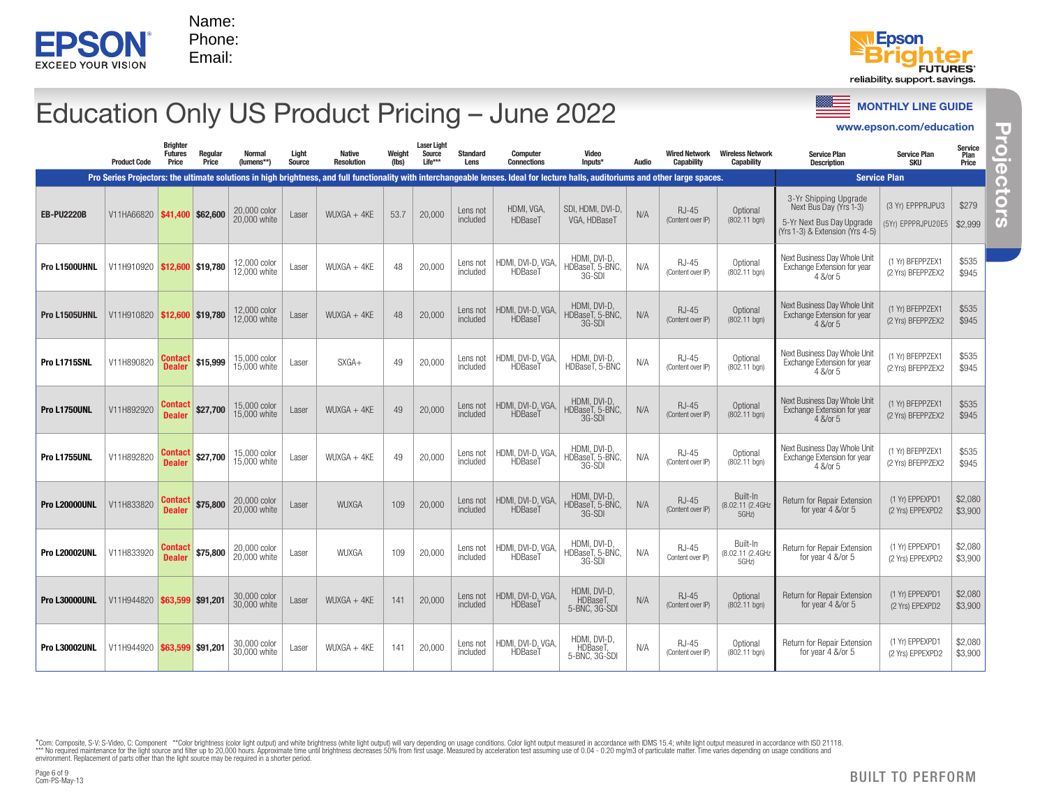EPSON EXCEED YOUR VISION

Name:
Phone:
Email:

Epson Brighter FUTURES® reliability. support. savings.

# Education Only US Product Pricing – June 2022

MONTHLY LINE GUIDE
www.epson.com/education

Projectors

| Product Code | | Brighter Futures Price | Regular Price | Normal (lumens**) | Light Source | Native Resolution | Weight (lbs) | Laser Light Source Life*** | Standard Lens | Computer Connections | Video Inputs* | Audio | Wired Network Capability | Wireless Network Capability | Service Plan Description | Service Plan SKU | Service Plan Price |
|---|---|---|---|---|---|---|---|---|---|---|---|---|---|---|---|---|---|
| **Pro Series Projectors: the ultimate solutions in high brightness, and full functionality with interchangeable lenses. Ideal for lecture halls, auditoriums and other large spaces.** | | | | | | | | | | | | | | | **Service Plan** | | |
| **EB-PU2220B** | V11HA66820 | **$41,400** | **$62,600** | 20,000 color 20,000 white | Laser | WUXGA + 4KE | 53.7 | 20,000 | Lens not included | HDMI, VGA, HDBaseT | SDI, HDMI, DVI-D, VGA, HDBaseT | N/A | RJ-45 (Content over IP) | Optional (802.11 bgn) | 3-Yr Shipping Upgrade Next Bus Day (Yrs 1-3) / 5-Yr Next Bus Day Upgrade (Yrs 1-3) & Extension (Yrs 4-5) | (3 Yr) EPPPRJPU3 / (5Yr) EPPPRJPU20E5 | $279 / $2,999 |
| **Pro L1500UHNL** | V11H910920 | **$12,600** | **$19,780** | 12,000 color 12,000 white | Laser | WUXGA + 4KE | 48 | 20,000 | Lens not included | HDMI, DVI-D, VGA, HDBaseT | HDMI, DVI-D, HDBaseT, 5-BNC, 3G-SDI | N/A | RJ-45 (Content over IP) | Optional (802.11 bgn) | Next Business Day Whole Unit Exchange Extension for year 4 &/or 5 | (1 Yr) BFEPPZEX1 / (2 Yrs) BFEPPZEX2 | $535 / $945 |
| **Pro L1505UHNL** | V11H910820 | **$12,600** | **$19,780** | 12,000 color 12,000 white | Laser | WUXGA + 4KE | 48 | 20,000 | Lens not included | HDMI, DVI-D, VGA, HDBaseT | HDMI, DVI-D, HDBaseT, 5-BNC, 3G-SDI | N/A | RJ-45 (Content over IP) | Optional (802.11 bgn) | Next Business Day Whole Unit Exchange Extension for year 4 &/or 5 | (1 Yr) BFEPPZEX1 / (2 Yrs) BFEPPZEX2 | $535 / $945 |
| **Pro L1715SNL** | V11H890820 | **Contact Dealer** | **$15,999** | 15,000 color 15,000 white | Laser | SXGA+ | 49 | 20,000 | Lens not included | HDMI, DVI-D, VGA, HDBaseT | HDMI, DVI-D, HDBaseT, 5-BNC | N/A | RJ-45 (Content over IP) | Optional (802.11 bgn) | Next Business Day Whole Unit Exchange Extension for year 4 &/or 5 | (1 Yr) BFEPPZEX1 / (2 Yrs) BFEPPZEX2 | $535 / $945 |
| **Pro L1750UNL** | V11H892920 | **Contact Dealer** | **$27,700** | 15,000 color 15,000 white | Laser | WUXGA + 4KE | 49 | 20,000 | Lens not included | HDMI, DVI-D, VGA, HDBaseT | HDMI, DVI-D, HDBaseT, 5-BNC, 3G-SDI | N/A | RJ-45 (Content over IP) | Optional (802.11 bgn) | Next Business Day Whole Unit Exchange Extension for year 4 &/or 5 | (1 Yr) BFEPPZEX1 / (2 Yrs) BFEPPZEX2 | $535 / $945 |
| **Pro L1755UNL** | V11H892820 | **Contact Dealer** | **$27,700** | 15,000 color 15,000 white | Laser | WUXGA + 4KE | 49 | 20,000 | Lens not included | HDMI, DVI-D, VGA, HDBaseT | HDMI, DVI-D, HDBaseT, 5-BNC, 3G-SDI | N/A | RJ-45 (Content over IP) | Optional (802.11 bgn) | Next Business Day Whole Unit Exchange Extension for year 4 &/or 5 | (1 Yr) BFEPPZEX1 / (2 Yrs) BFEPPZEX2 | $535 / $945 |
| **Pro L20000UNL** | V11H833820 | **Contact Dealer** | **$75,800** | 20,000 color 20,000 white | Laser | WUXGA | 109 | 20,000 | Lens not included | HDMI, DVI-D, VGA, HDBaseT | HDMI, DVI-D, HDBaseT, 5-BNC, 3G-SDI | N/A | RJ-45 (Content over IP) | Built-In (8.02.11 (2.4GHz 5GHz) | Return for Repair Extension for year 4 &/or 5 | (1 Yr) EPPEXPD1 / (2 Yrs) EPPEXPD2 | $2,080 / $3,900 |
| **Pro L20002UNL** | V11H833920 | **Contact Dealer** | **$75,800** | 20,000 color 20,000 white | Laser | WUXGA | 109 | 20,000 | Lens not included | HDMI, DVI-D, VGA, HDBaseT | HDMI, DVI-D, HDBaseT, 5-BNC, 3G-SDI | N/A | RJ-45 Content over IP) | Built-In (8.02.11 (2.4GHz 5GHz) | Return for Repair Extension for year 4 &/or 5 | (1 Yr) EPPEXPD1 / (2 Yrs) EPPEXPD2 | $2,080 / $3,900 |
| **Pro L30000UNL** | V11H944820 | **$63,599** | **$91,201** | 30,000 color 30,000 white | Laser | WUXGA + 4KE | 141 | 20,000 | Lens not included | HDMI, DVI-D, VGA, HDBaseT | HDMI, DVI-D, HDBaseT, 5-BNC, 3G-SDI | N/A | RJ-45 (Content over IP) | Optional (802.11 bgn) | Return for Repair Extension for year 4 &/or 5 | (1 Yr) EPPEXPD1 / (2 Yrs) EPEXPD2 | $2,080 / $3,900 |
| **Pro L30002UNL** | V11H944920 | **$63,599** | **$91,201** | 30,000 color 30,000 white | Laser | WUXGA + 4KE | 141 | 20,000 | Lens not included | HDMI, DVI-D, VGA, HDBaseT | HDMI, DVI-D, HDBaseT, 5-BNC, 3G-SDI | N/A | RJ-45 (Content over IP) | Optional (802.11 bgn) | Return for Repair Extension for year 4 &/or 5 | (1 Yr) EPPEXPD1 / (2 Yrs) EPPEXPD2 | $2,080 / $3,900 |

*Com: Composite, S-V: S-Video, C: Component **Color brightness (color light output) and white brightness (white light output) will vary depending on usage conditions. Color light output measured in accordance with IDMS 15.4; white light output measured in accordance with ISO 21118.
*** No required maintenance for the light source and filter up to 20,000 hours. Approximate time until brightness decreases 50% from first usage. Measured by acceleration test assuming use of 0.04 - 0.20 mg/m3 of particulate matter. Time varies depending on usage conditions and environment. Replacement of parts other than the light source may be required in a shorter period.

Com-PS-May-13

BUILT TO PERFORM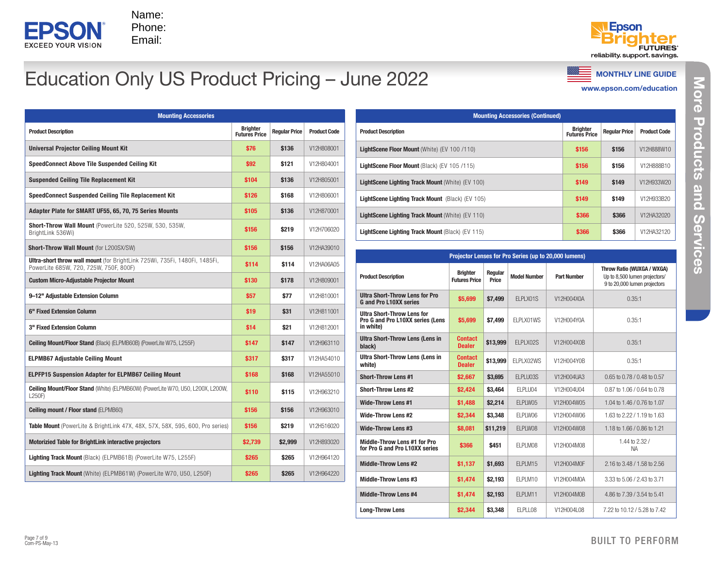EPSON
EXCEED YOUR VISION

Name:
Phone:
Email:

Epson Brighter FUTURES
reliability. support. savings.

# Education Only US Product Pricing – June 2022

MONTHLY LINE GUIDE
www.epson.com/education

More Products and Services

| Mounting Accessories | | | |
|---|---|---|---|
| **Product Description** | **Brighter Futures Price** | **Regular Price** | **Product Code** |
| **Universal Projector Ceiling Mount Kit** | $76 | $136 | V12H808001 |
| **SpeedConnect Above Tile Suspended Ceiling Kit** | $92 | $121 | V12H804001 |
| **Suspended Ceiling Tile Replacement Kit** | $104 | $136 | V12H805001 |
| **SpeedConnect Suspended Ceiling Tile Replacement Kit** | $126 | $168 | V12H806001 |
| **Adapter Plate for SMART UF55, 65, 70, 75 Series Mounts** | $105 | $136 | V12H870001 |
| **Short-Throw Wall Mount** (PowerLite 520, 525W, 530, 535W, BrightLink 536Wi) | $156 | $219 | V12H706020 |
| **Short-Throw Wall Mount** (for L200SX/SW) | $156 | $156 | V12HA39010 |
| **Ultra-short throw wall mount** (for BrightLink 725Wi, 735Fi, 1480Fi, 1485Fi, PowerLite 685W, 720, 725W, 750F, 800F) | $114 | $114 | V12HA06A05 |
| **Custom Micro-Adjustable Projector Mount** | $130 | $178 | V12H809001 |
| **9–12" Adjustable Extension Column** | $57 | $77 | V12H810001 |
| **6" Fixed Extension Column** | $19 | $31 | V12H811001 |
| **3" Fixed Extension Column** | $14 | $21 | V12H812001 |
| **Ceiling Mount/Floor Stand** (Black) (ELPMB60B) (PowerLite W75, L255F) | $147 | $147 | V12H963110 |
| **ELPMB67 Adjustable Ceiling Mount** | $317 | $317 | V12HA54010 |
| **ELPFP15 Suspension Adapter for ELPMB67 Ceiling Mount** | $168 | $168 | V12HA55010 |
| **Ceiling Mount/Floor Stand** (White) (ELPMB60W) (PowerLite W70, U50, L200X, L200W, L250F) | $110 | $115 | V12H963210 |
| **Ceiling mount / Floor stand** (ELPMB60) | $156 | $156 | V12H963010 |
| **Table Mount** (PowerLite & BrightLink 47X, 48X, 57X, 58X, 595, 600, Pro series) | $156 | $219 | V12H516020 |
| **Motorizied Table for BrightLink interactive projectors** | $2,739 | $2,999 | V12H893020 |
| **Lighting Track Mount** (Black) (ELPMB61B) (PowerLite W75, L255F) | $265 | $265 | V12H964120 |
| **Lighting Track Mount** (White) (ELPMB61W) (PowerLite W70, U50, L250F) | $265 | $265 | V12H964220 |

| Mounting Accessories (Continued) | | | |
|---|---|---|---|
| **Product Description** | **Brighter Futures Price** | **Regular Price** | **Product Code** |
| **LightScene Floor Mount** (White) (EV 100 /110) | $156 | $156 | V12H888W10 |
| **LightScene Floor Mount** (Black) (EV 105 /115) | $156 | $156 | V12H888B10 |
| **LightScene Lighting Track Mount** (White) (EV 100) | $149 | $149 | V12H933W20 |
| **LightScene Lighting Track Mount** (Black) (EV 105) | $149 | $149 | V12H933B20 |
| **LightScene Lighting Track Mount** (White) (EV 110) | $366 | $366 | V12HA32020 |
| **LightScene Lighting Track Mount** (Black) (EV 115) | $366 | $366 | V12HA32120 |

| Projector Lenses for Pro Series (up to 20,000 lumens) | | | | | |
|---|---|---|---|---|---|
| **Product Description** | **Brighter Futures Price** | **Regular Price** | **Model Number** | **Part Number** | **Throw Ratio (WUXGA / WXGA)** Up to 8,500 lumen projectors/ 9 to 20,000 lumen projectors |
| **Ultra Short-Throw Lens for Pro G and Pro L10XX series** | $5,699 | $7,499 | ELPLX01S | V12H004X0A | 0.35:1 |
| **Ultra Short-Throw Lens for Pro G and Pro L10XX series (Lens in white)** | $5,699 | $7,499 | ELPLX01WS | V12H004Y0A | 0.35:1 |
| **Ultra Short-Throw Lens (Lens in black)** | Contact Dealer | $13,999 | ELPLX02S | V12H004X0B | 0.35:1 |
| **Ultra Short-Throw Lens (Lens in white)** | Contact Dealer | $13,999 | ELPLX02WS | V12H004Y0B | 0.35:1 |
| **Short-Throw Lens #1** | $2,667 | $3,695 | ELPLU03S | V12H004UA3 | 0.65 to 0.78 / 0.48 to 0.57 |
| **Short-Throw Lens #2** | $2,424 | $3,464 | ELPLU04 | V12H004U04 | 0.87 to 1.06 / 0.64 to 0.78 |
| **Wide-Throw Lens #1** | $1,488 | $2,214 | ELPLW05 | V12H004W05 | 1.04 to 1.46 / 0.76 to 1.07 |
| **Wide-Throw Lens #2** | $2,344 | $3,348 | ELPLW06 | V12H004W06 | 1.63 to 2.22 / 1.19 to 1.63 |
| **Wide-Throw Lens #3** | $8,081 | $11,219 | ELPLW08 | V12H004W08 | 1.18 to 1.66 / 0.86 to 1.21 |
| **Middle-Throw Lens #1 for Pro for Pro G and Pro L10XX series** | $366 | $451 | ELPLM08 | V12H004M08 | 1.44 to 2.32 / NA |
| **Middle-Throw Lens #2** | $1,137 | $1,693 | ELPLM15 | V12H004M0F | 2.16 to 3.48 / 1.58 to 2.56 |
| **Middle-Throw Lens #3** | $1,474 | $2,193 | ELPLM10 | V12H004M0A | 3.33 to 5.06 / 2.43 to 3.71 |
| **Middle-Throw Lens #4** | $1,474 | $2,193 | ELPLM11 | V12H004M0B | 4.86 to 7.39 / 3.54 to 5.41 |
| **Long-Throw Lens** | $2,344 | $3,348 | ELPLL08 | V12H004L08 | 7.22 to 10.12 / 5.28 to 7.42 |

Com-PS-May-13

BUILT TO PERFORM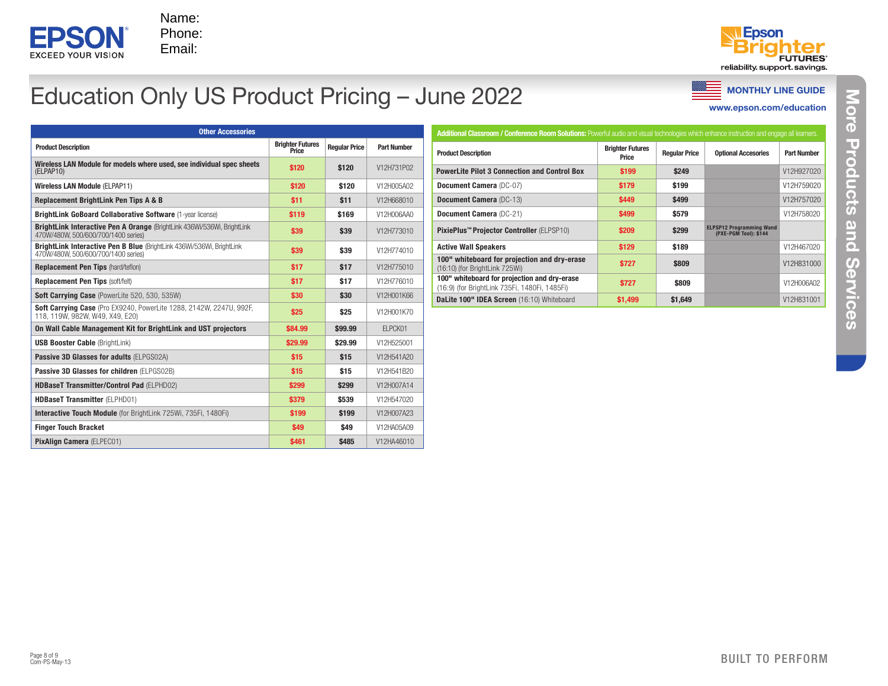Name:
Phone:
Email:

reliability. support. savings.

# Education Only US Product Pricing – June 2022

MONTHLY LINE GUIDE
www.epson.com/education

More Products and Services

| Other Accessories | | | |
|---|---|---|---|
| **Product Description** | **Brighter Futures Price** | **Regular Price** | **Part Number** |
| **Wireless LAN Module for models where used, see individual spec sheets** (ELPAP10) | $120 | $120 | V12H731P02 |
| **Wireless LAN Module** (ELPAP11) | $120 | $120 | V12H005A02 |
| **Replacement BrightLink Pen Tips A & B** | $11 | $11 | V12H668010 |
| **BrightLink GoBoard Collaborative Software** (1-year license) | $119 | $169 | V12H006AA0 |
| **BrightLink Interactive Pen A Orange** (BrightLink 436Wi/536Wi, BrightLink 470W/480W, 500/600/700/1400 series) | $39 | $39 | V12H773010 |
| **BrightLink Interactive Pen B Blue** (BrightLink 436Wi/536Wi, BrightLink 470W/480W, 500/600/700/1400 series) | $39 | $39 | V12H774010 |
| **Replacement Pen Tips** (hard/teflon) | $17 | $17 | V12H775010 |
| **Replacement Pen Tips** (soft/felt) | $17 | $17 | V12H776010 |
| **Soft Carrying Case** (PowerLite 520, 530, 535W) | $30 | $30 | V12H001K66 |
| **Soft Carrying Case** (Pro EX9240, PowerLite 1288, 2142W, 2247U, 992F, 118, 119W, 982W, W49, X49, E20) | $25 | $25 | V12H001K70 |
| **On Wall Cable Management Kit for BrightLink and UST projectors** | $84.99 | $99.99 | ELPCK01 |
| **USB Booster Cable** (BrightLink) | $29.99 | $29.99 | V12H525001 |
| **Passive 3D Glasses for adults** (ELPGS02A) | $15 | $15 | V12H541A20 |
| **Passive 3D Glasses for children** (ELPGS02B) | $15 | $15 | V12H541B20 |
| **HDBaseT Transmitter/Control Pad** (ELPHD02) | $299 | $299 | V12H007A14 |
| **HDBaseT Transmitter** (ELPHD01) | $379 | $539 | V12H547020 |
| **Interactive Touch Module** (for BrightLink 725Wi, 735Fi, 1480Fi) | $199 | $199 | V12H007A23 |
| **Finger Touch Bracket** | $49 | $49 | V12HA05A09 |
| **PixAlign Camera** (ELPEC01) | $461 | $485 | V12HA46010 |

| **Additional Classroom / Conference Room Solutions:** Powerful audio and visual technologies which enhance instruction and engage all learners. | | | | |
|---|---|---|---|---|
| **Product Description** | **Brighter Futures Price** | **Regular Price** | **Optional Accesories** | **Part Number** |
| **PowerLite Pilot 3 Connection and Control Box** | $199 | $249 | | V12H927020 |
| **Document Camera** (DC-07) | $179 | $199 | | V12H759020 |
| **Document Camera** (DC-13) | $449 | $499 | | V12H757020 |
| **Document Camera** (DC-21) | $499 | $579 | | V12H758020 |
| **PixiePlus™ Projector Controller** (ELPSP10) | $209 | $299 | ELPSP12 Programming Wand (PXE-PGM Tool): $144 | |
| **Active Wall Speakers** | $129 | $189 | | V12H467020 |
| **100" whiteboard for projection and dry-erase** (16:10) (for BrightLink 725Wi) | $727 | $809 | | V12H831000 |
| **100" whiteboard for projection and dry-erase** (16:9) (for BrightLink 735Fi, 1480Fi, 1485Fi) | $727 | $809 | | V12H006A02 |
| **DaLite 100" IDEA Screen** (16:10) Whiteboard | $1,499 | $1,649 | | V12H831001 |

Com-PS-May-13

BUILT TO PERFORM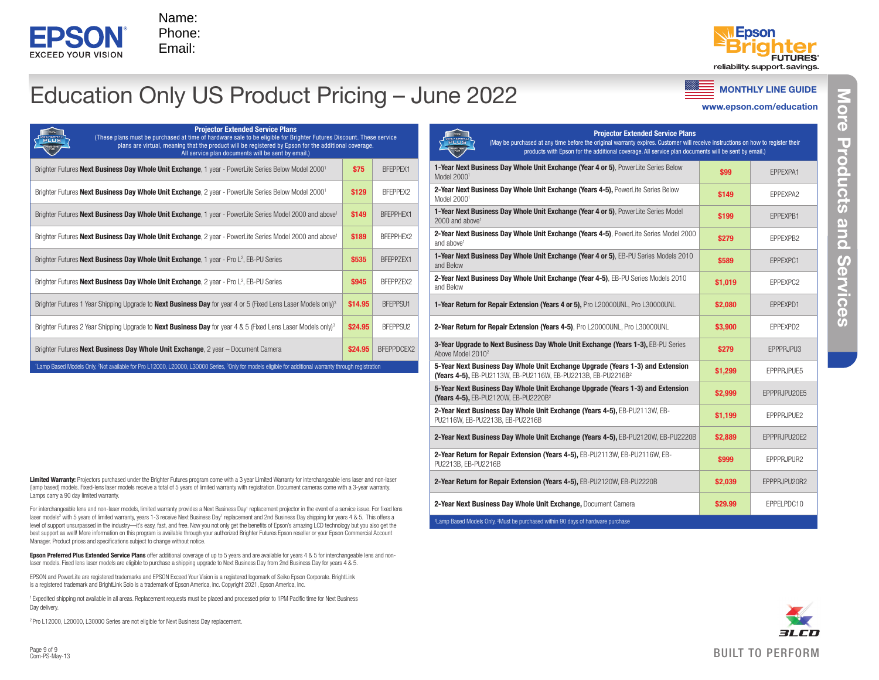Name:
Phone:
Email:

# Education Only US Product Pricing – June 2022

MONTHLY LINE GUIDE
www.epson.com/education

More Products and Services

| Projector Extended Service Plans (These plans must be purchased at time of hardware sale to be eligible for Brighter Futures Discount. These service plans are virtual, meaning that the product will be registered by Epson for the additional coverage. All service plan documents will be sent by email.) | | |
|---|---|---|
| Brighter Futures **Next Business Day Whole Unit Exchange**, 1 year - PowerLite Series Below Model 2000[1] | $75 | BFEPPEX1 |
| Brighter Futures **Next Business Day Whole Unit Exchange**, 2 year - PowerLite Series Below Model 2000[1] | $129 | BFEPPEX2 |
| Brighter Futures **Next Business Day Whole Unit Exchange**, 1 year - PowerLite Series Model 2000 and above[1] | $149 | BFEPPHEX1 |
| Brighter Futures **Next Business Day Whole Unit Exchange**, 2 year - PowerLite Series Model 2000 and above[1] | $189 | BFEPPHEX2 |
| Brighter Futures **Next Business Day Whole Unit Exchange**, 1 year - Pro L[2], EB-PU Series | $535 | BFEPPZEX1 |
| Brighter Futures **Next Business Day Whole Unit Exchange**, 2 year - Pro L[2], EB-PU Series | $945 | BFEPPZEX2 |
| Brighter Futures 1 Year Shipping Upgrade to **Next Business Day** for year 4 or 5 (Fixed Lens Laser Models only)[3] | $14.95 | BFEPPSU1 |
| Brighter Futures 2 Year Shipping Upgrade to **Next Business Day** for year 4 & 5 (Fixed Lens Laser Models only)[3] | $24.95 | BFEPPSU2 |
| Brighter Futures **Next Business Day Whole Unit Exchange**, 2 year – Document Camera | $24.95 | BFEPPDCEX2 |

[1]Lamp Based Models Only, [2]Not available for Pro L12000, L20000, L30000 Series, [3]Only for models eligible for additional warranty through registration

| Projector Extended Service Plans (May be purchased at any time before the original warranty expires. Customer will receive instructions on how to register their products with Epson for the additional coverage. All service plan documents will be sent by email.) | | |
|---|---|---|
| **1-Year Next Business Day Whole Unit Exchange (Year 4 or 5)**, PowerLite Series Below Model 2000[1] | $99 | EPPEXPA1 |
| **2-Year Next Business Day Whole Unit Exchange (Years 4-5)**, PowerLite Series Below Model 2000[1] | $149 | EPPEXPA2 |
| **1-Year Next Business Day Whole Unit Exchange (Year 4 or 5)**, PowerLite Series Model 2000 and above[1] | $199 | EPPEXPB1 |
| **2-Year Next Business Day Whole Unit Exchange (Years 4-5)**, PowerLite Series Model 2000 and above[1] | $279 | EPPEXPB2 |
| **1-Year Next Business Day Whole Unit Exchange (Year 4 or 5)**, EB-PU Series Models 2010 and Below | $589 | EPPEXPC1 |
| **2-Year Next Business Day Whole Unit Exchange (Year 4-5)**, EB-PU Series Models 2010 and Below | $1,019 | EPPEXPC2 |
| **1-Year Return for Repair Extension (Years 4 or 5),** Pro L20000UNL, Pro L30000UNL | $2,080 | EPPEXPD1 |
| **2-Year Return for Repair Extension (Years 4-5),** Pro L20000UNL, Pro L30000UNL | $3,900 | EPPEXPD2 |
| **3-Year Upgrade to Next Business Day Whole Unit Exchange (Years 1-3),** EB-PU Series Above Model 2010[2] | $279 | EPPPRJPU3 |
| **5-Year Next Business Day Whole Unit Exchange Upgrade (Years 1-3) and Extension (Years 4-5),** EB-PU2113W, EB-PU2116W, EB-PU2213B, EB-PU2216B[2] | $1,299 | EPPPRJPUE5 |
| **5-Year Next Business Day Whole Unit Exchange Upgrade (Years 1-3) and Extension (Years 4-5),** EB-PU2120W, EB-PU2220B[2] | $2,999 | EPPPRJPU20E5 |
| **2-Year Next Business Day Whole Unit Exchange (Years 4-5),** EB-PU2113W, EB-PU2116W, EB-PU2213B, EB-PU2216B | $1,199 | EPPPRJPUE2 |
| **2-Year Next Business Day Whole Unit Exchange (Years 4-5),** EB-PU2120W, EB-PU2220B | $2,889 | EPPPRJPU20E2 |
| **2-Year Return for Repair Extension (Years 4-5),** EB-PU2113W, EB-PU2116W, EB-PU2213B, EB-PU2216B | $999 | EPPPRJPUR2 |
| **2-Year Return for Repair Extension (Years 4-5),** EB-PU2120W, EB-PU2220B | $2,039 | EPPPRJPU20R2 |
| **2-Year Next Business Day Whole Unit Exchange,** Document Camera | $29.99 | EPPELPDC10 |

[1]Lamp Based Models Only, [2]Must be purchased within 90 days of hardware purchase

**Limited Warranty:** Projectors purchased under the Brighter Futures program come with a 3 year Limited Warranty for interchangeable lens laser and non-laser (lamp based) models. Fixed-lens laser models receive a total of 5 years of limited warranty with registration. Document cameras come with a 3-year warranty. Lamps carry a 90 day limited warranty.

For interchangeable lens and non-laser models, limited warranty provides a Next Business Day[1] replacement projector in the event of a service issue. For fixed lens laser models[2] with 5 years of limited warranty, years 1-3 receive Next Business Day[1] replacement and 2nd Business Day shipping for years 4 & 5. This offers a level of support unsurpassed in the industry—it's easy, fast, and free. Now you not only get the benefits of Epson's amazing LCD technology but you also get the best support as well! More information on this program is available through your authorized Brighter Futures Epson reseller or your Epson Commercial Account Manager. Product prices and specifications subject to change without notice.

**Epson Preferred Plus Extended Service Plans** offer additional coverage of up to 5 years and are available for years 4 & 5 for interchangeable lens and non-laser models. Fixed lens laser models are eligible to purchase a shipping upgrade to Next Business Day from 2nd Business Day for years 4 & 5.

EPSON and PowerLite are registered trademarks and EPSON Exceed Your Vision is a registered logomark of Seiko Epson Corporation. BrightLink is a registered trademark and BrightLink Solo is a trademark of Epson America, Inc. Copyright 2021, Epson America, Inc.

[1] Expedited shipping not available in all areas. Replacement requests must be placed and processed prior to 1PM Pacific time for Next Business Day delivery.

[2] Pro L12000, L20000, L30000 Series are not eligible for Next Business Day replacement.

Com-PS-May-13

BUILT TO PERFORM